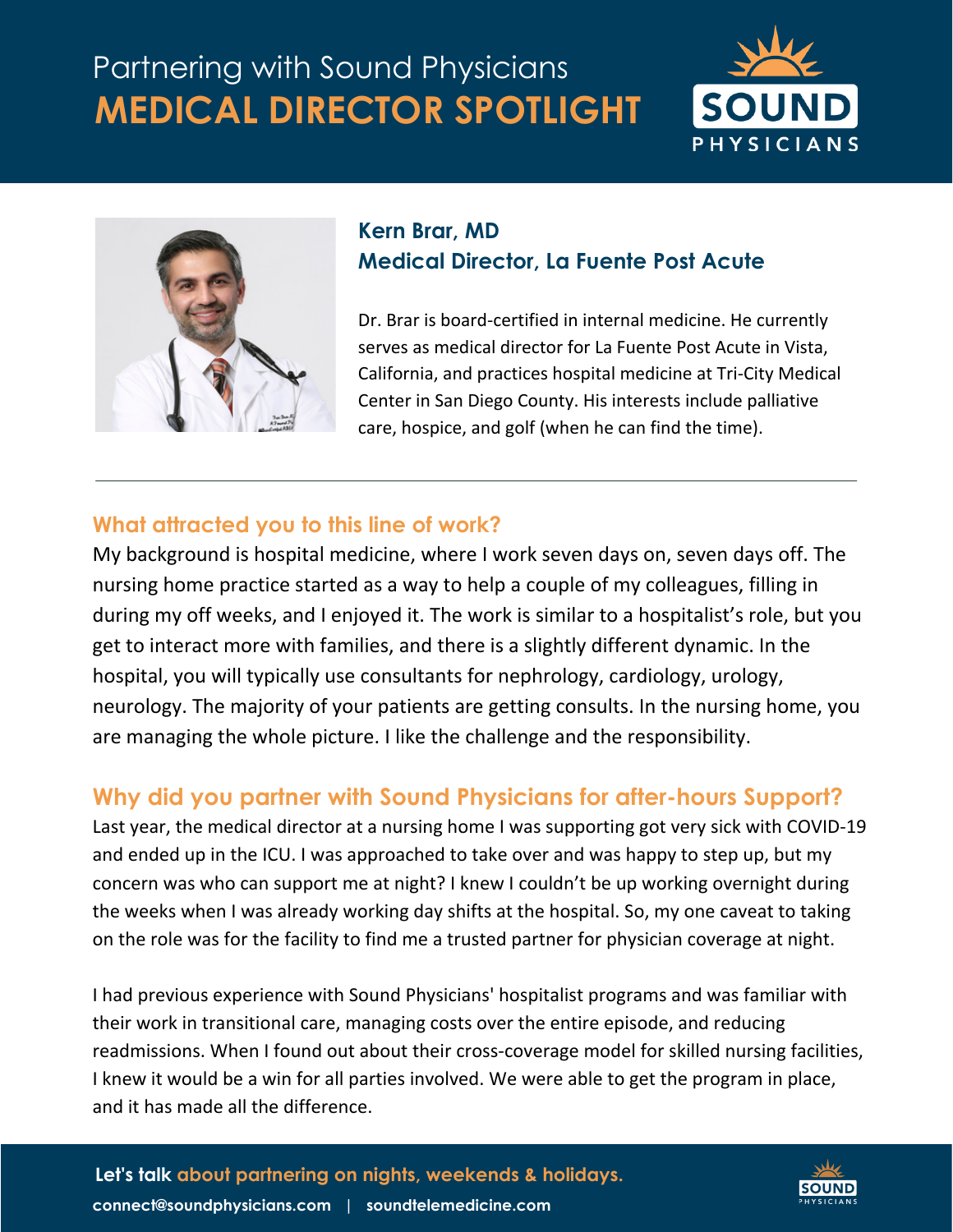Partnering with Sound Physicians

# MEDICAL DIRECTOR SPOTLIGHT

SOUND PHYSICIANS

## Kern Brar, MD
## Medical Director, La Fuente Post Acute

Dr. Brar is board-certified in internal medicine. He currently serves as medical director for La Fuente Post Acute in Vista, California, and practices hospital medicine at Tri-City Medical Center in San Diego County. His interests include palliative care, hospice, and golf (when he can find the time).

---

### What attracted you to this line of work?

My background is hospital medicine, where I work seven days on, seven days off. The nursing home practice started as a way to help a couple of my colleagues, filling in during my off weeks, and I enjoyed it. The work is similar to a hospitalist's role, but you get to interact more with families, and there is a slightly different dynamic. In the hospital, you will typically use consultants for nephrology, cardiology, urology, neurology. The majority of your patients are getting consults. In the nursing home, you are managing the whole picture. I like the challenge and the responsibility.

### Why did you partner with Sound Physicians for after-hours Support?

Last year, the medical director at a nursing home I was supporting got very sick with COVID-19 and ended up in the ICU. I was approached to take over and was happy to step up, but my concern was who can support me at night? I knew I couldn't be up working overnight during the weeks when I was already working day shifts at the hospital. So, my one caveat to taking on the role was for the facility to find me a trusted partner for physician coverage at night.

I had previous experience with Sound Physicians' hospitalist programs and was familiar with their work in transitional care, managing costs over the entire episode, and reducing readmissions. When I found out about their cross-coverage model for skilled nursing facilities, I knew it would be a win for all parties involved. We were able to get the program in place, and it has made all the difference.

**Let's talk about partnering on nights, weekends & holidays.**

**connect@soundphysicians.com | soundtelemedicine.com**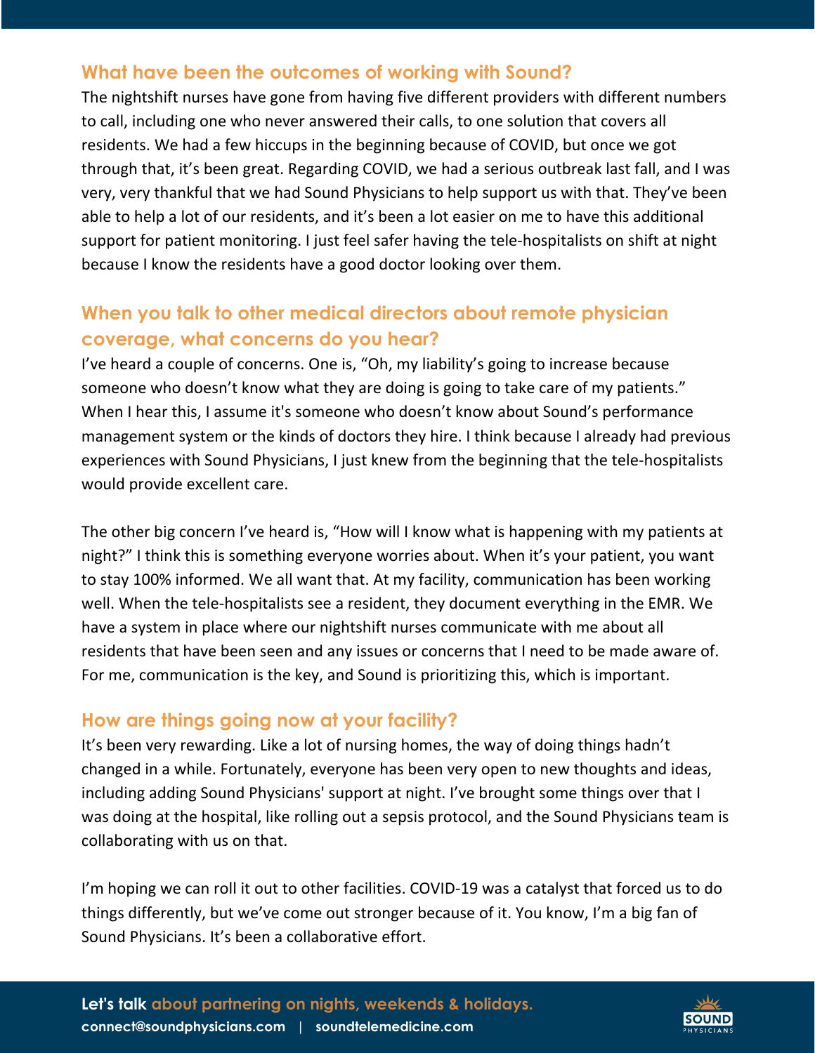## What have been the outcomes of working with Sound?

The nightshift nurses have gone from having five different providers with different numbers to call, including one who never answered their calls, to one solution that covers all residents. We had a few hiccups in the beginning because of COVID, but once we got through that, it's been great. Regarding COVID, we had a serious outbreak last fall, and I was very, very thankful that we had Sound Physicians to help support us with that. They've been able to help a lot of our residents, and it's been a lot easier on me to have this additional support for patient monitoring. I just feel safer having the tele-hospitalists on shift at night because I know the residents have a good doctor looking over them.

## When you talk to other medical directors about remote physician coverage, what concerns do you hear?

I've heard a couple of concerns. One is, "Oh, my liability's going to increase because someone who doesn't know what they are doing is going to take care of my patients." When I hear this, I assume it's someone who doesn't know about Sound's performance management system or the kinds of doctors they hire. I think because I already had previous experiences with Sound Physicians, I just knew from the beginning that the tele-hospitalists would provide excellent care.

The other big concern I've heard is, "How will I know what is happening with my patients at night?" I think this is something everyone worries about. When it's your patient, you want to stay 100% informed. We all want that. At my facility, communication has been working well. When the tele-hospitalists see a resident, they document everything in the EMR. We have a system in place where our nightshift nurses communicate with me about all residents that have been seen and any issues or concerns that I need to be made aware of. For me, communication is the key, and Sound is prioritizing this, which is important.

## How are things going now at your facility?

It's been very rewarding. Like a lot of nursing homes, the way of doing things hadn't changed in a while. Fortunately, everyone has been very open to new thoughts and ideas, including adding Sound Physicians' support at night. I've brought some things over that I was doing at the hospital, like rolling out a sepsis protocol, and the Sound Physicians team is collaborating with us on that.

I'm hoping we can roll it out to other facilities. COVID-19 was a catalyst that forced us to do things differently, but we've come out stronger because of it. You know, I'm a big fan of Sound Physicians. It's been a collaborative effort.

**Let's talk about partnering on nights, weekends & holidays.**
**connect@soundphysicians.com | soundtelemedicine.com**

SOUND PHYSICIANS